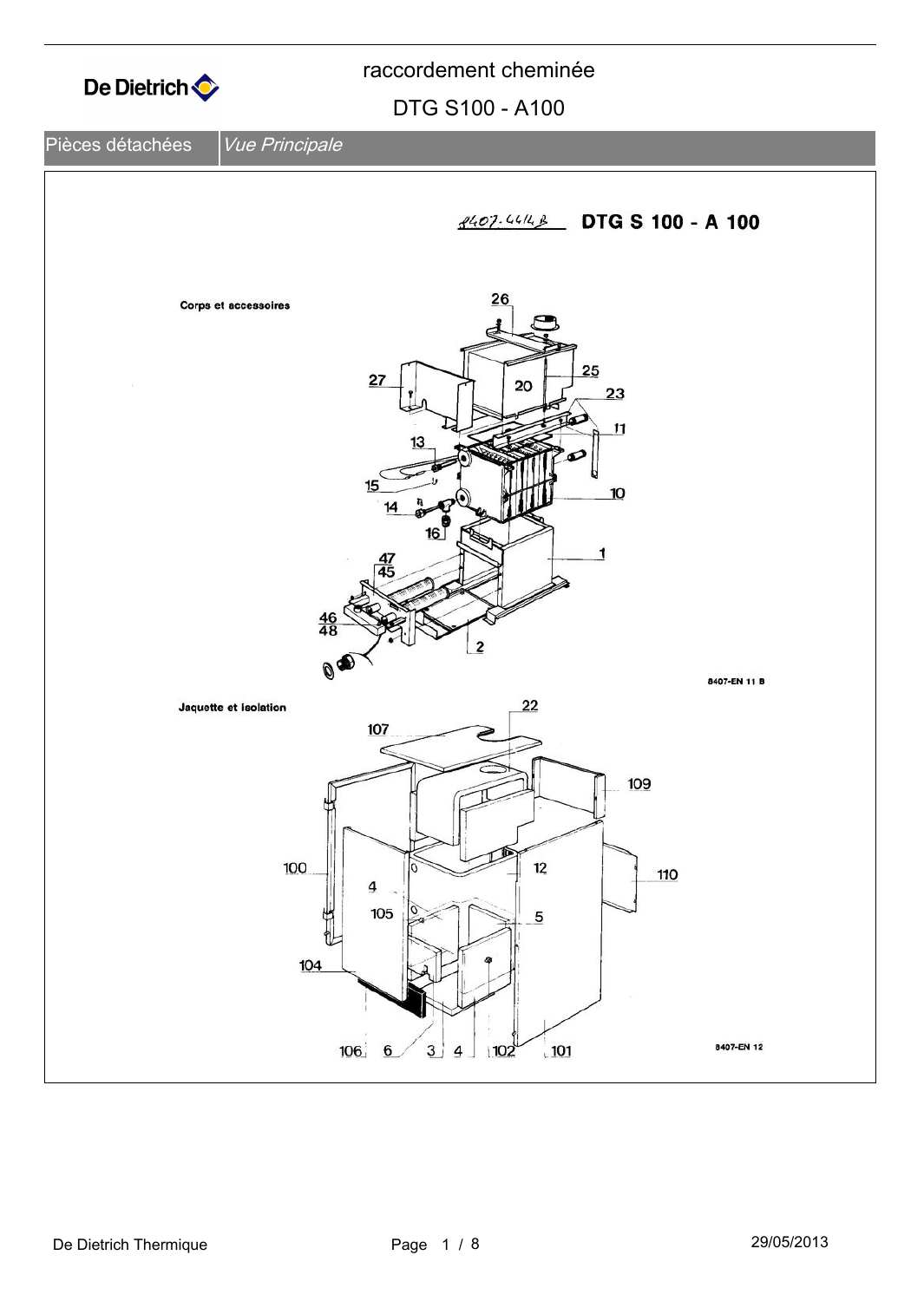# raccordement cheminée

## DTG S100 - A100

Pièces détachées | *Vue Principale*

8407-4414 B **DTG S 100 - A 100**

**Corps et accessoires**

26, 27, 20, 25, 23, 11, 13, 15, 10, 14, 16, 1, 47, 45, 46, 48, 2

8407-EN 11 B

**Jaquette et isolation**

22, 107, 109, 100, 12, 110, 4, 105, 5, 104, 106, 6, 3, 4, 102, 101

8407-EN 12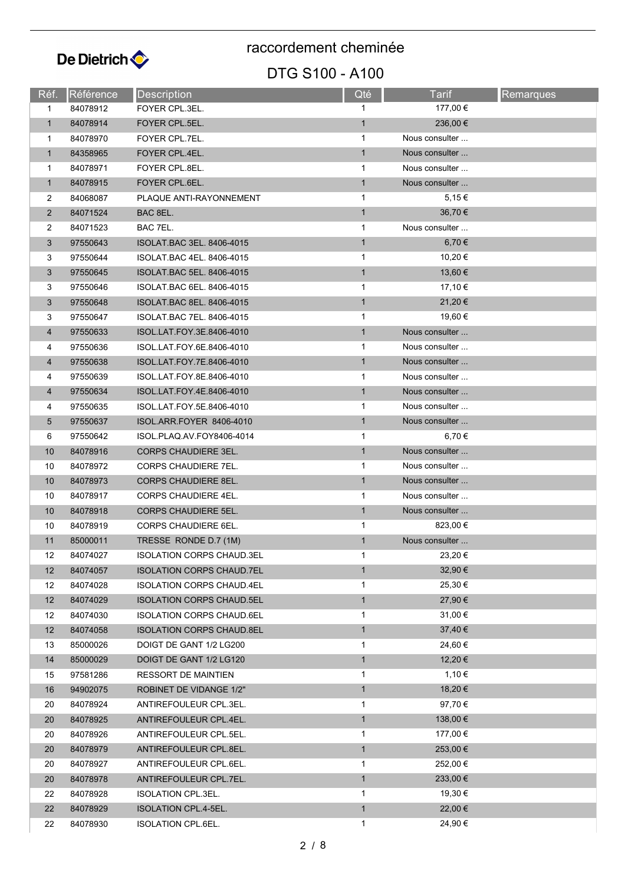# raccordement cheminée

## DTG S100 - A100

| Réf. | Référence | Description | Qté | Tarif | Remarques |
|---|---|---|---|---|---|
| 1 | 84078912 | FOYER CPL.3EL. | 1 | 177,00 € | |
| 1 | 84078914 | FOYER CPL.5EL. | 1 | 236,00 € | |
| 1 | 84078970 | FOYER CPL.7EL. | 1 | Nous consulter ... | |
| 1 | 84358965 | FOYER CPL.4EL. | 1 | Nous consulter ... | |
| 1 | 84078971 | FOYER CPL.8EL. | 1 | Nous consulter ... | |
| 1 | 84078915 | FOYER CPL.6EL. | 1 | Nous consulter ... | |
| 2 | 84068087 | PLAQUE ANTI-RAYONNEMENT | 1 | 5,15 € | |
| 2 | 84071524 | BAC 8EL. | 1 | 36,70 € | |
| 2 | 84071523 | BAC 7EL. | 1 | Nous consulter ... | |
| 3 | 97550643 | ISOLAT.BAC 3EL. 8406-4015 | 1 | 6,70 € | |
| 3 | 97550644 | ISOLAT.BAC 4EL. 8406-4015 | 1 | 10,20 € | |
| 3 | 97550645 | ISOLAT.BAC 5EL. 8406-4015 | 1 | 13,60 € | |
| 3 | 97550646 | ISOLAT.BAC 6EL. 8406-4015 | 1 | 17,10 € | |
| 3 | 97550648 | ISOLAT.BAC 8EL. 8406-4015 | 1 | 21,20 € | |
| 3 | 97550647 | ISOLAT.BAC 7EL. 8406-4015 | 1 | 19,60 € | |
| 4 | 97550633 | ISOL.LAT.FOY.3E.8406-4010 | 1 | Nous consulter ... | |
| 4 | 97550636 | ISOL.LAT.FOY.6E.8406-4010 | 1 | Nous consulter ... | |
| 4 | 97550638 | ISOL.LAT.FOY.7E.8406-4010 | 1 | Nous consulter ... | |
| 4 | 97550639 | ISOL.LAT.FOY.8E.8406-4010 | 1 | Nous consulter ... | |
| 4 | 97550634 | ISOL.LAT.FOY.4E.8406-4010 | 1 | Nous consulter ... | |
| 4 | 97550635 | ISOL.LAT.FOY.5E.8406-4010 | 1 | Nous consulter ... | |
| 5 | 97550637 | ISOL.ARR.FOYER 8406-4010 | 1 | Nous consulter ... | |
| 6 | 97550642 | ISOL.PLAQ.AV.FOY8406-4014 | 1 | 6,70 € | |
| 10 | 84078916 | CORPS CHAUDIERE 3EL. | 1 | Nous consulter ... | |
| 10 | 84078972 | CORPS CHAUDIERE 7EL. | 1 | Nous consulter ... | |
| 10 | 84078973 | CORPS CHAUDIERE 8EL. | 1 | Nous consulter ... | |
| 10 | 84078917 | CORPS CHAUDIERE 4EL. | 1 | Nous consulter ... | |
| 10 | 84078918 | CORPS CHAUDIERE 5EL. | 1 | Nous consulter ... | |
| 10 | 84078919 | CORPS CHAUDIERE 6EL. | 1 | 823,00 € | |
| 11 | 85000011 | TRESSE RONDE D.7 (1M) | 1 | Nous consulter ... | |
| 12 | 84074027 | ISOLATION CORPS CHAUD.3EL | 1 | 23,20 € | |
| 12 | 84074057 | ISOLATION CORPS CHAUD.7EL | 1 | 32,90 € | |
| 12 | 84074028 | ISOLATION CORPS CHAUD.4EL | 1 | 25,30 € | |
| 12 | 84074029 | ISOLATION CORPS CHAUD.5EL | 1 | 27,90 € | |
| 12 | 84074030 | ISOLATION CORPS CHAUD.6EL | 1 | 31,00 € | |
| 12 | 84074058 | ISOLATION CORPS CHAUD.8EL | 1 | 37,40 € | |
| 13 | 85000026 | DOIGT DE GANT 1/2 LG200 | 1 | 24,60 € | |
| 14 | 85000029 | DOIGT DE GANT 1/2 LG120 | 1 | 12,20 € | |
| 15 | 97581286 | RESSORT DE MAINTIEN | 1 | 1,10 € | |
| 16 | 94902075 | ROBINET DE VIDANGE 1/2" | 1 | 18,20 € | |
| 20 | 84078924 | ANTIREFOULEUR CPL.3EL. | 1 | 97,70 € | |
| 20 | 84078925 | ANTIREFOULEUR CPL.4EL. | 1 | 138,00 € | |
| 20 | 84078926 | ANTIREFOULEUR CPL.5EL. | 1 | 177,00 € | |
| 20 | 84078979 | ANTIREFOULEUR CPL.8EL. | 1 | 253,00 € | |
| 20 | 84078927 | ANTIREFOULEUR CPL.6EL. | 1 | 252,00 € | |
| 20 | 84078978 | ANTIREFOULEUR CPL.7EL. | 1 | 233,00 € | |
| 22 | 84078928 | ISOLATION CPL.3EL. | 1 | 19,30 € | |
| 22 | 84078929 | ISOLATION CPL.4-5EL. | 1 | 22,00 € | |
| 22 | 84078930 | ISOLATION CPL.6EL. | 1 | 24,90 € | |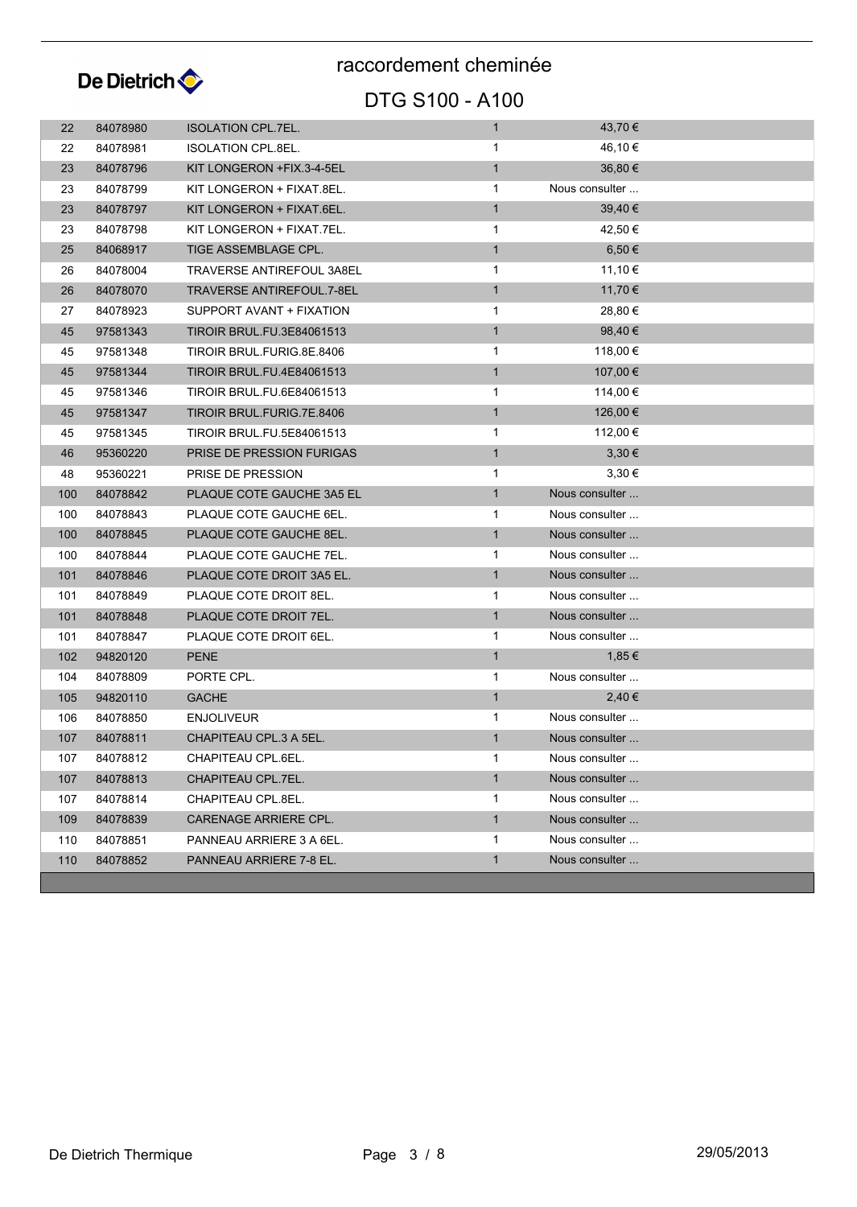# raccordement cheminée

## DTG S100 - A100

| | | | | |
|---|---|---|---|---|
| 22 | 84078980 | ISOLATION CPL.7EL. | 1 | 43,70 € |
| 22 | 84078981 | ISOLATION CPL.8EL. | 1 | 46,10 € |
| 23 | 84078796 | KIT LONGERON +FIX.3-4-5EL | 1 | 36,80 € |
| 23 | 84078799 | KIT LONGERON + FIXAT.8EL. | 1 | Nous consulter ... |
| 23 | 84078797 | KIT LONGERON + FIXAT.6EL. | 1 | 39,40 € |
| 23 | 84078798 | KIT LONGERON + FIXAT.7EL. | 1 | 42,50 € |
| 25 | 84068917 | TIGE ASSEMBLAGE CPL. | 1 | 6,50 € |
| 26 | 84078004 | TRAVERSE ANTIREFOUL 3A8EL | 1 | 11,10 € |
| 26 | 84078070 | TRAVERSE ANTIREFOUL.7-8EL | 1 | 11,70 € |
| 27 | 84078923 | SUPPORT AVANT + FIXATION | 1 | 28,80 € |
| 45 | 97581343 | TIROIR BRUL.FU.3E84061513 | 1 | 98,40 € |
| 45 | 97581348 | TIROIR BRUL.FURIG.8E.8406 | 1 | 118,00 € |
| 45 | 97581344 | TIROIR BRUL.FU.4E84061513 | 1 | 107,00 € |
| 45 | 97581346 | TIROIR BRUL.FU.6E84061513 | 1 | 114,00 € |
| 45 | 97581347 | TIROIR BRUL.FURIG.7E.8406 | 1 | 126,00 € |
| 45 | 97581345 | TIROIR BRUL.FU.5E84061513 | 1 | 112,00 € |
| 46 | 95360220 | PRISE DE PRESSION FURIGAS | 1 | 3,30 € |
| 48 | 95360221 | PRISE DE PRESSION | 1 | 3,30 € |
| 100 | 84078842 | PLAQUE COTE GAUCHE 3A5 EL | 1 | Nous consulter ... |
| 100 | 84078843 | PLAQUE COTE GAUCHE 6EL. | 1 | Nous consulter ... |
| 100 | 84078845 | PLAQUE COTE GAUCHE 8EL. | 1 | Nous consulter ... |
| 100 | 84078844 | PLAQUE COTE GAUCHE 7EL. | 1 | Nous consulter ... |
| 101 | 84078846 | PLAQUE COTE DROIT 3A5 EL. | 1 | Nous consulter ... |
| 101 | 84078849 | PLAQUE COTE DROIT 8EL. | 1 | Nous consulter ... |
| 101 | 84078848 | PLAQUE COTE DROIT 7EL. | 1 | Nous consulter ... |
| 101 | 84078847 | PLAQUE COTE DROIT 6EL. | 1 | Nous consulter ... |
| 102 | 94820120 | PENE | 1 | 1,85 € |
| 104 | 84078809 | PORTE CPL. | 1 | Nous consulter ... |
| 105 | 94820110 | GACHE | 1 | 2,40 € |
| 106 | 84078850 | ENJOLIVEUR | 1 | Nous consulter ... |
| 107 | 84078811 | CHAPITEAU CPL.3 A 5EL. | 1 | Nous consulter ... |
| 107 | 84078812 | CHAPITEAU CPL.6EL. | 1 | Nous consulter ... |
| 107 | 84078813 | CHAPITEAU CPL.7EL. | 1 | Nous consulter ... |
| 107 | 84078814 | CHAPITEAU CPL.8EL. | 1 | Nous consulter ... |
| 109 | 84078839 | CARENAGE ARRIERE CPL. | 1 | Nous consulter ... |
| 110 | 84078851 | PANNEAU ARRIERE 3 A 6EL. | 1 | Nous consulter ... |
| 110 | 84078852 | PANNEAU ARRIERE 7-8 EL. | 1 | Nous consulter ... |

De Dietrich Thermique 29/05/2013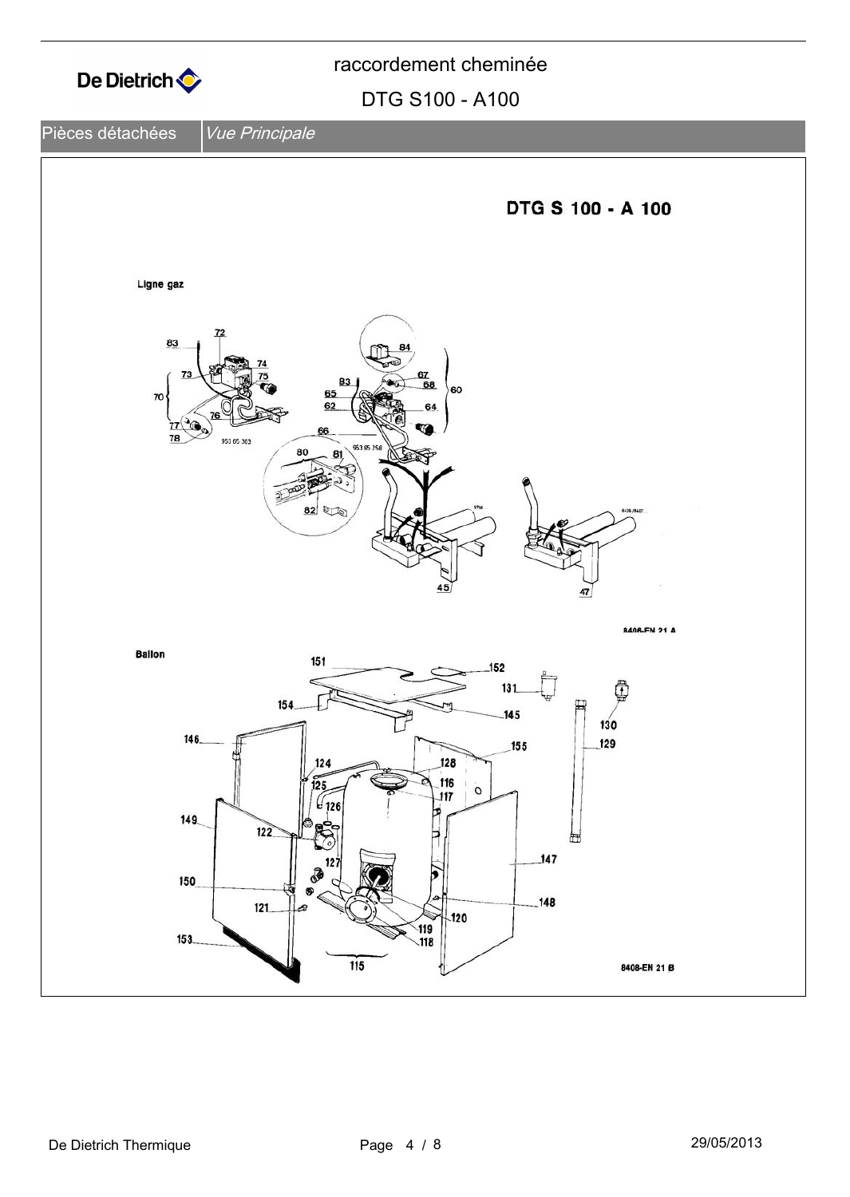# raccordement cheminée

## DTG S100 - A100

Pièces détachées | *Vue Principale*

**DTG S 100 - A 100**

**Ligne gaz**

83 72 74 73 75 70 76 77 78 953 65 303 84 83 67 68 65 60 62 64 66 953 65 258 80 81 82 45 47

8408-EN 21 A

**Ballon**

151 152 131 154 145 130 146 155 129 124 128 125 116 117 126 149 122 127 147 150 148 121 120 119 118 153 115

8408-EN 21 B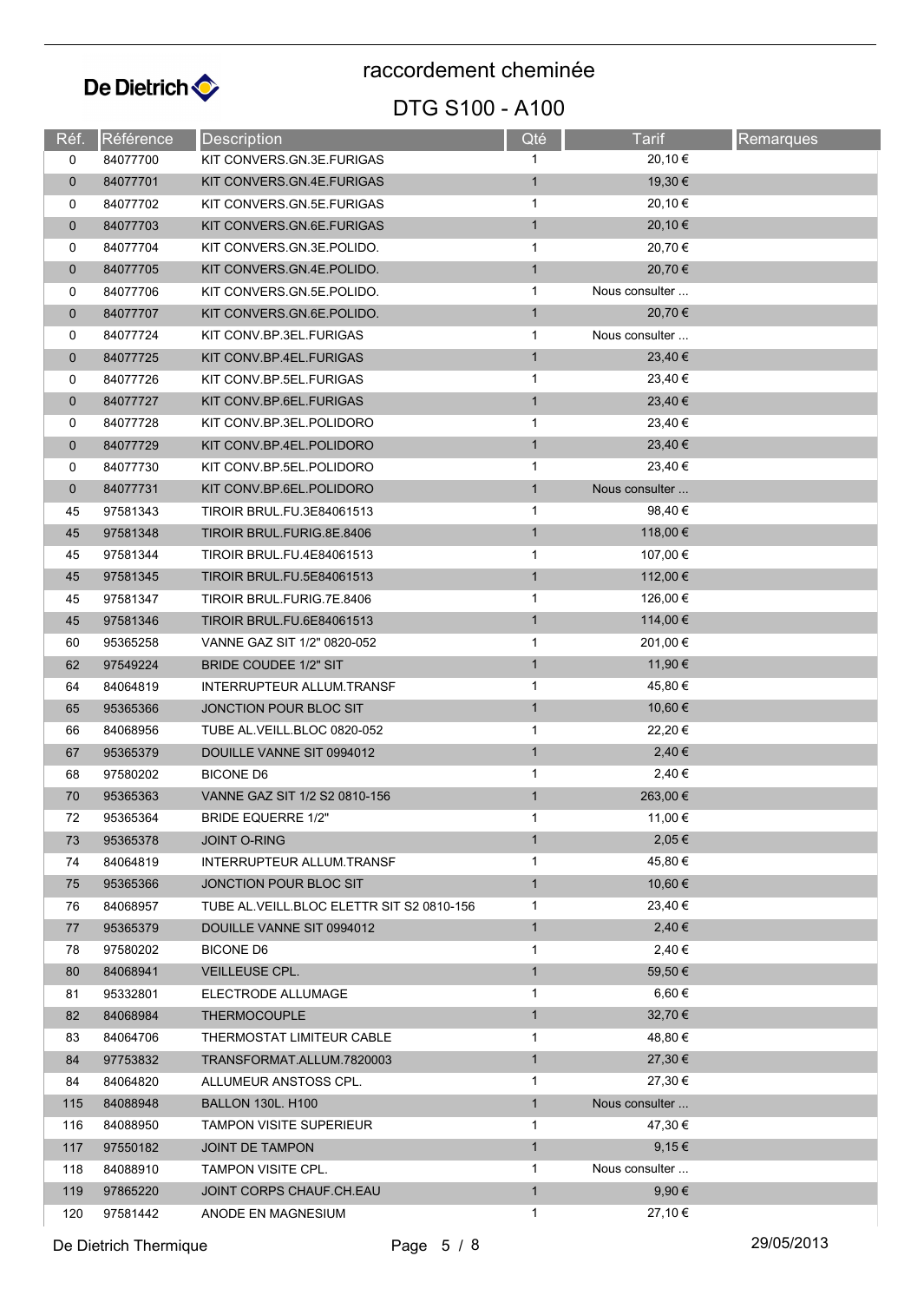# raccordement cheminée

## DTG S100 - A100

| Réf. | Référence | Description | Qté | Tarif | Remarques |
|---|---|---|---|---|---|
| 0 | 84077700 | KIT CONVERS.GN.3E.FURIGAS | 1 | 20,10 € | |
| 0 | 84077701 | KIT CONVERS.GN.4E.FURIGAS | 1 | 19,30 € | |
| 0 | 84077702 | KIT CONVERS.GN.5E.FURIGAS | 1 | 20,10 € | |
| 0 | 84077703 | KIT CONVERS.GN.6E.FURIGAS | 1 | 20,10 € | |
| 0 | 84077704 | KIT CONVERS.GN.3E.POLIDO. | 1 | 20,70 € | |
| 0 | 84077705 | KIT CONVERS.GN.4E.POLIDO. | 1 | 20,70 € | |
| 0 | 84077706 | KIT CONVERS.GN.5E.POLIDO. | 1 | Nous consulter ... | |
| 0 | 84077707 | KIT CONVERS.GN.6E.POLIDO. | 1 | 20,70 € | |
| 0 | 84077724 | KIT CONV.BP.3EL.FURIGAS | 1 | Nous consulter ... | |
| 0 | 84077725 | KIT CONV.BP.4EL.FURIGAS | 1 | 23,40 € | |
| 0 | 84077726 | KIT CONV.BP.5EL.FURIGAS | 1 | 23,40 € | |
| 0 | 84077727 | KIT CONV.BP.6EL.FURIGAS | 1 | 23,40 € | |
| 0 | 84077728 | KIT CONV.BP.3EL.POLIDORO | 1 | 23,40 € | |
| 0 | 84077729 | KIT CONV.BP.4EL.POLIDORO | 1 | 23,40 € | |
| 0 | 84077730 | KIT CONV.BP.5EL.POLIDORO | 1 | 23,40 € | |
| 0 | 84077731 | KIT CONV.BP.6EL.POLIDORO | 1 | Nous consulter ... | |
| 45 | 97581343 | TIROIR BRUL.FU.3E84061513 | 1 | 98,40 € | |
| 45 | 97581348 | TIROIR BRUL.FURIG.8E.8406 | 1 | 118,00 € | |
| 45 | 97581344 | TIROIR BRUL.FU.4E84061513 | 1 | 107,00 € | |
| 45 | 97581345 | TIROIR BRUL.FU.5E84061513 | 1 | 112,00 € | |
| 45 | 97581347 | TIROIR BRUL.FURIG.7E.8406 | 1 | 126,00 € | |
| 45 | 97581346 | TIROIR BRUL.FU.6E84061513 | 1 | 114,00 € | |
| 60 | 95365258 | VANNE GAZ SIT 1/2" 0820-052 | 1 | 201,00 € | |
| 62 | 97549224 | BRIDE COUDEE 1/2" SIT | 1 | 11,90 € | |
| 64 | 84064819 | INTERRUPTEUR ALLUM.TRANSF | 1 | 45,80 € | |
| 65 | 95365366 | JONCTION POUR BLOC SIT | 1 | 10,60 € | |
| 66 | 84068956 | TUBE AL.VEILL.BLOC 0820-052 | 1 | 22,20 € | |
| 67 | 95365379 | DOUILLE VANNE SIT 0994012 | 1 | 2,40 € | |
| 68 | 97580202 | BICONE D6 | 1 | 2,40 € | |
| 70 | 95365363 | VANNE GAZ SIT 1/2 S2 0810-156 | 1 | 263,00 € | |
| 72 | 95365364 | BRIDE EQUERRE 1/2" | 1 | 11,00 € | |
| 73 | 95365378 | JOINT O-RING | 1 | 2,05 € | |
| 74 | 84064819 | INTERRUPTEUR ALLUM.TRANSF | 1 | 45,80 € | |
| 75 | 95365366 | JONCTION POUR BLOC SIT | 1 | 10,60 € | |
| 76 | 84068957 | TUBE AL.VEILL.BLOC ELETTR SIT S2 0810-156 | 1 | 23,40 € | |
| 77 | 95365379 | DOUILLE VANNE SIT 0994012 | 1 | 2,40 € | |
| 78 | 97580202 | BICONE D6 | 1 | 2,40 € | |
| 80 | 84068941 | VEILLEUSE CPL. | 1 | 59,50 € | |
| 81 | 95332801 | ELECTRODE ALLUMAGE | 1 | 6,60 € | |
| 82 | 84068984 | THERMOCOUPLE | 1 | 32,70 € | |
| 83 | 84064706 | THERMOSTAT LIMITEUR CABLE | 1 | 48,80 € | |
| 84 | 97753832 | TRANSFORMAT.ALLUM.7820003 | 1 | 27,30 € | |
| 84 | 84064820 | ALLUMEUR ANSTOSS CPL. | 1 | 27,30 € | |
| 115 | 84088948 | BALLON 130L. H100 | 1 | Nous consulter ... | |
| 116 | 84088950 | TAMPON VISITE SUPERIEUR | 1 | 47,30 € | |
| 117 | 97550182 | JOINT DE TAMPON | 1 | 9,15 € | |
| 118 | 84088910 | TAMPON VISITE CPL. | 1 | Nous consulter ... | |
| 119 | 97865220 | JOINT CORPS CHAUF.CH.EAU | 1 | 9,90 € | |
| 120 | 97581442 | ANODE EN MAGNESIUM | 1 | 27,10 € | |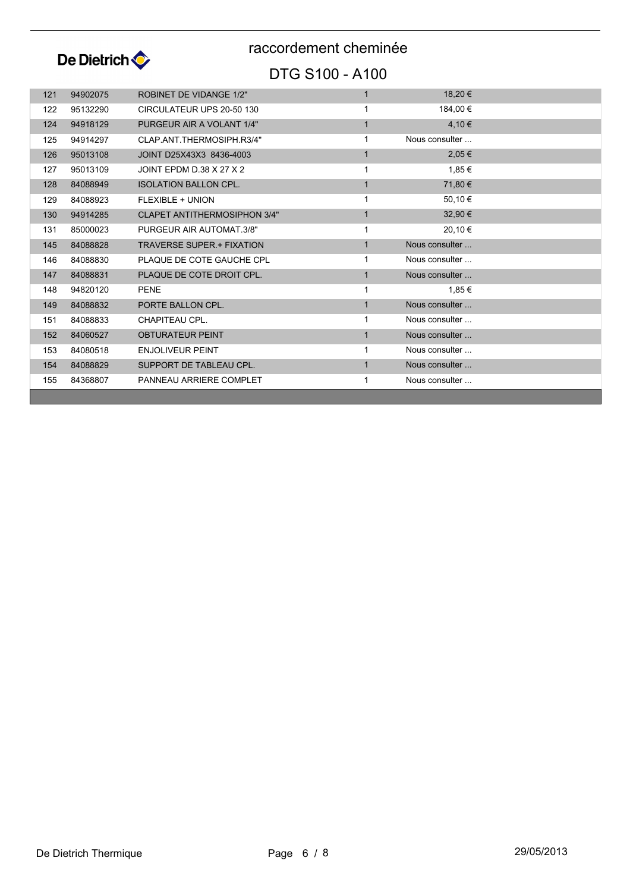# raccordement cheminée

## DTG S100 - A100

| | | | | |
|---|---|---|---|---|
| 121 | 94902075 | ROBINET DE VIDANGE 1/2" | 1 | 18,20 € |
| 122 | 95132290 | CIRCULATEUR UPS 20-50 130 | 1 | 184,00 € |
| 124 | 94918129 | PURGEUR AIR A VOLANT 1/4" | 1 | 4,10 € |
| 125 | 94914297 | CLAP.ANT.THERMOSIPH.R3/4" | 1 | Nous consulter ... |
| 126 | 95013108 | JOINT D25X43X3 8436-4003 | 1 | 2,05 € |
| 127 | 95013109 | JOINT EPDM D.38 X 27 X 2 | 1 | 1,85 € |
| 128 | 84088949 | ISOLATION BALLON CPL. | 1 | 71,80 € |
| 129 | 84088923 | FLEXIBLE + UNION | 1 | 50,10 € |
| 130 | 94914285 | CLAPET ANTITHERMOSIPHON 3/4" | 1 | 32,90 € |
| 131 | 85000023 | PURGEUR AIR AUTOMAT.3/8" | 1 | 20,10 € |
| 145 | 84088828 | TRAVERSE SUPER.+ FIXATION | 1 | Nous consulter ... |
| 146 | 84088830 | PLAQUE DE COTE GAUCHE CPL | 1 | Nous consulter ... |
| 147 | 84088831 | PLAQUE DE COTE DROIT CPL. | 1 | Nous consulter ... |
| 148 | 94820120 | PENE | 1 | 1,85 € |
| 149 | 84088832 | PORTE BALLON CPL. | 1 | Nous consulter ... |
| 151 | 84088833 | CHAPITEAU CPL. | 1 | Nous consulter ... |
| 152 | 84060527 | OBTURATEUR PEINT | 1 | Nous consulter ... |
| 153 | 84080518 | ENJOLIVEUR PEINT | 1 | Nous consulter ... |
| 154 | 84088829 | SUPPORT DE TABLEAU CPL. | 1 | Nous consulter ... |
| 155 | 84368807 | PANNEAU ARRIERE COMPLET | 1 | Nous consulter ... |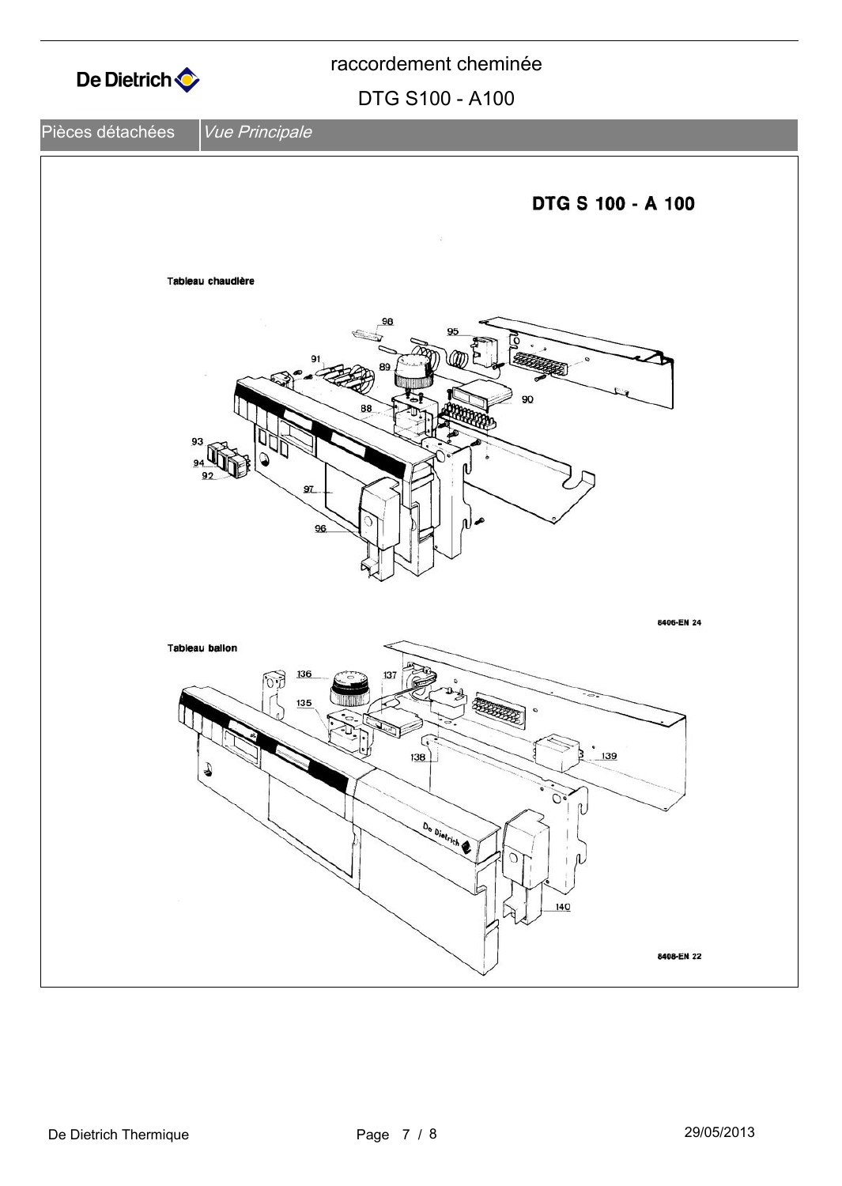# raccordement cheminée

## DTG S100 - A100

Pièces détachées | *Vue Principale*

**DTG S 100 - A 100**

**Tableau chaudière**

98 95 91 89 90 88 93 94 92 97 96

8406-EN 24

**Tableau ballon**

136 137 135 138 139 140

8408-EN 22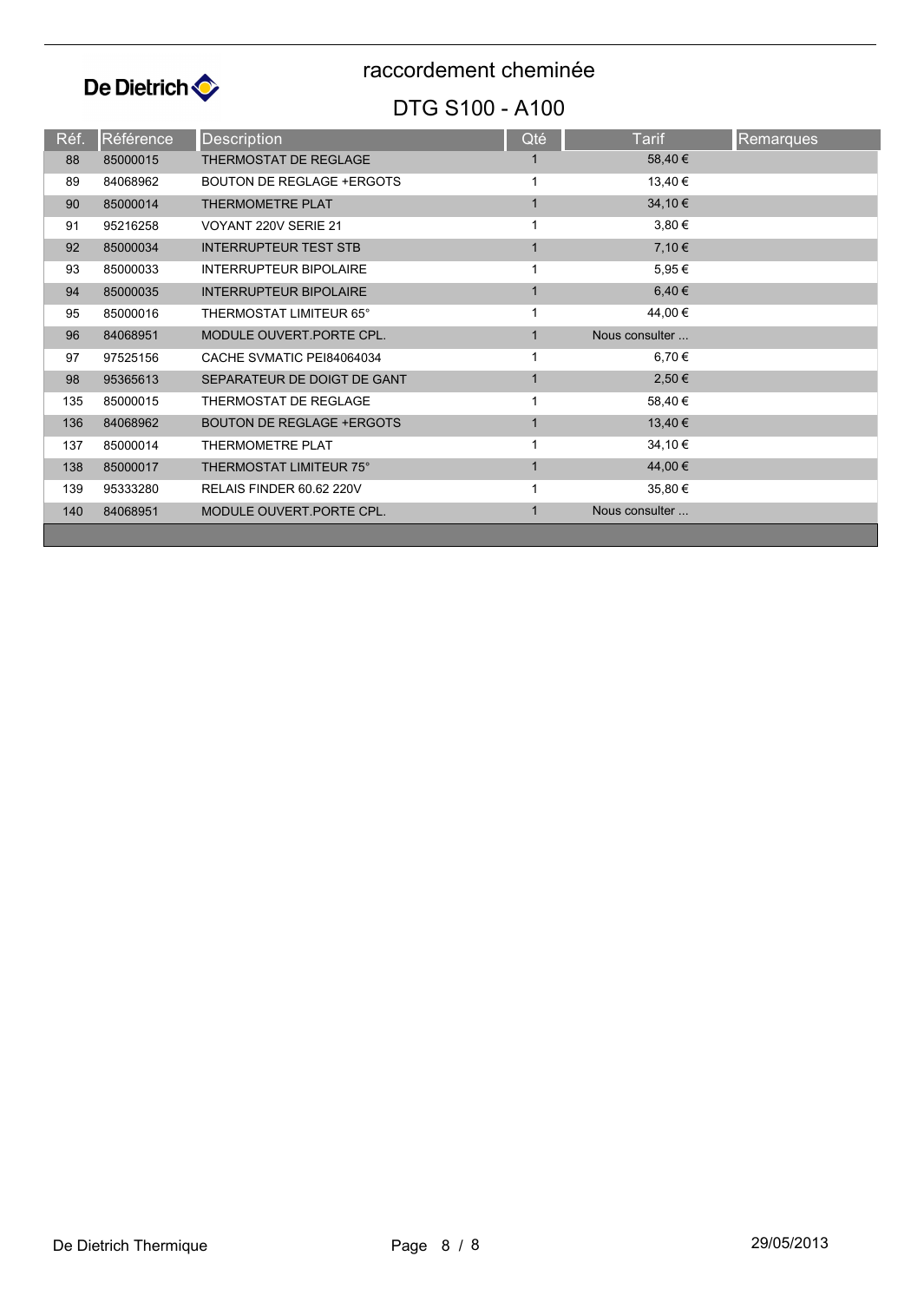# raccordement cheminée

## DTG S100 - A100

| Réf. | Référence | Description | Qté | Tarif | Remarques |
|---|---|---|---|---|---|
| 88 | 85000015 | THERMOSTAT DE REGLAGE | 1 | 58,40 € | |
| 89 | 84068962 | BOUTON DE REGLAGE +ERGOTS | 1 | 13,40 € | |
| 90 | 85000014 | THERMOMETRE PLAT | 1 | 34,10 € | |
| 91 | 95216258 | VOYANT 220V SERIE 21 | 1 | 3,80 € | |
| 92 | 85000034 | INTERRUPTEUR TEST STB | 1 | 7,10 € | |
| 93 | 85000033 | INTERRUPTEUR BIPOLAIRE | 1 | 5,95 € | |
| 94 | 85000035 | INTERRUPTEUR BIPOLAIRE | 1 | 6,40 € | |
| 95 | 85000016 | THERMOSTAT LIMITEUR 65° | 1 | 44,00 € | |
| 96 | 84068951 | MODULE OUVERT.PORTE CPL. | 1 | Nous consulter ... | |
| 97 | 97525156 | CACHE SVMATIC PEI84064034 | 1 | 6,70 € | |
| 98 | 95365613 | SEPARATEUR DE DOIGT DE GANT | 1 | 2,50 € | |
| 135 | 85000015 | THERMOSTAT DE REGLAGE | 1 | 58,40 € | |
| 136 | 84068962 | BOUTON DE REGLAGE +ERGOTS | 1 | 13,40 € | |
| 137 | 85000014 | THERMOMETRE PLAT | 1 | 34,10 € | |
| 138 | 85000017 | THERMOSTAT LIMITEUR 75° | 1 | 44,00 € | |
| 139 | 95333280 | RELAIS FINDER 60.62 220V | 1 | 35,80 € | |
| 140 | 84068951 | MODULE OUVERT.PORTE CPL. | 1 | Nous consulter ... | |